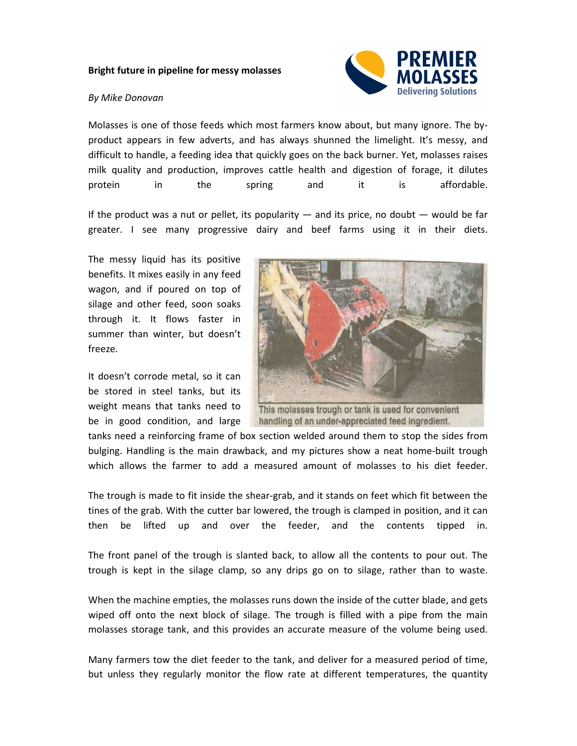**Bright future in pipeline for messy molasses**

*By Mike Donovan*

Molasses is one of those feeds which most farmers know about, but many ignore. The by-product appears in few adverts, and has always shunned the limelight. It's messy, and difficult to handle, a feeding idea that quickly goes on the back burner. Yet, molasses raises milk quality and production, improves cattle health and digestion of forage, it dilutes protein in the spring and it is affordable.

If the product was a nut or pellet, its popularity — and its price, no doubt — would be far greater. I see many progressive dairy and beef farms using it in their diets.

The messy liquid has its positive benefits. It mixes easily in any feed wagon, and if poured on top of silage and other feed, soon soaks through it. It flows faster in summer than winter, but doesn't freeze.

This molasses trough or tank is used for convenient handling of an under-appreciated feed ingredient.

It doesn't corrode metal, so it can be stored in steel tanks, but its weight means that tanks need to be in good condition, and large tanks need a reinforcing frame of box section welded around them to stop the sides from bulging. Handling is the main drawback, and my pictures show a neat home-built trough which allows the farmer to add a measured amount of molasses to his diet feeder.

The trough is made to fit inside the shear-grab, and it stands on feet which fit between the tines of the grab. With the cutter bar lowered, the trough is clamped in position, and it can then be lifted up and over the feeder, and the contents tipped in.

The front panel of the trough is slanted back, to allow all the contents to pour out. The trough is kept in the silage clamp, so any drips go on to silage, rather than to waste.

When the machine empties, the molasses runs down the inside of the cutter blade, and gets wiped off onto the next block of silage. The trough is filled with a pipe from the main molasses storage tank, and this provides an accurate measure of the volume being used.

Many farmers tow the diet feeder to the tank, and deliver for a measured period of time, but unless they regularly monitor the flow rate at different temperatures, the quantity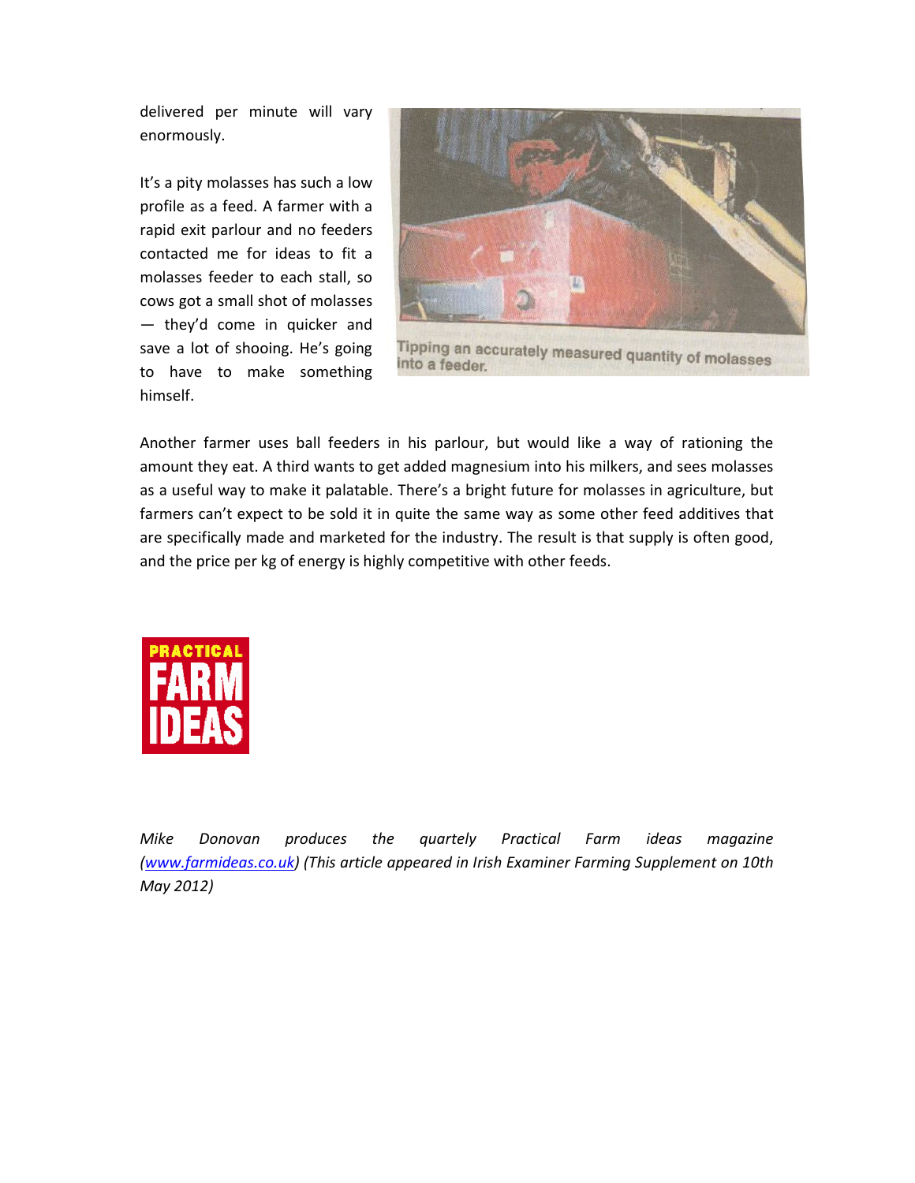delivered per minute will vary enormously.

It's a pity molasses has such a low profile as a feed. A farmer with a rapid exit parlour and no feeders contacted me for ideas to fit a molasses feeder to each stall, so cows got a small shot of molasses — they'd come in quicker and save a lot of shooing. He's going to have to make something himself.

Tipping an accurately measured quantity of molasses into a feeder.

Another farmer uses ball feeders in his parlour, but would like a way of rationing the amount they eat. A third wants to get added magnesium into his milkers, and sees molasses as a useful way to make it palatable. There's a bright future for molasses in agriculture, but farmers can't expect to be sold it in quite the same way as some other feed additives that are specifically made and marketed for the industry. The result is that supply is often good, and the price per kg of energy is highly competitive with other feeds.

PRACTICAL FARM IDEAS

*Mike Donovan produces the quartely Practical Farm ideas magazine ([www.farmideas.co.uk](http://www.farmideas.co.uk)) (This article appeared in Irish Examiner Farming Supplement on 10th May 2012)*